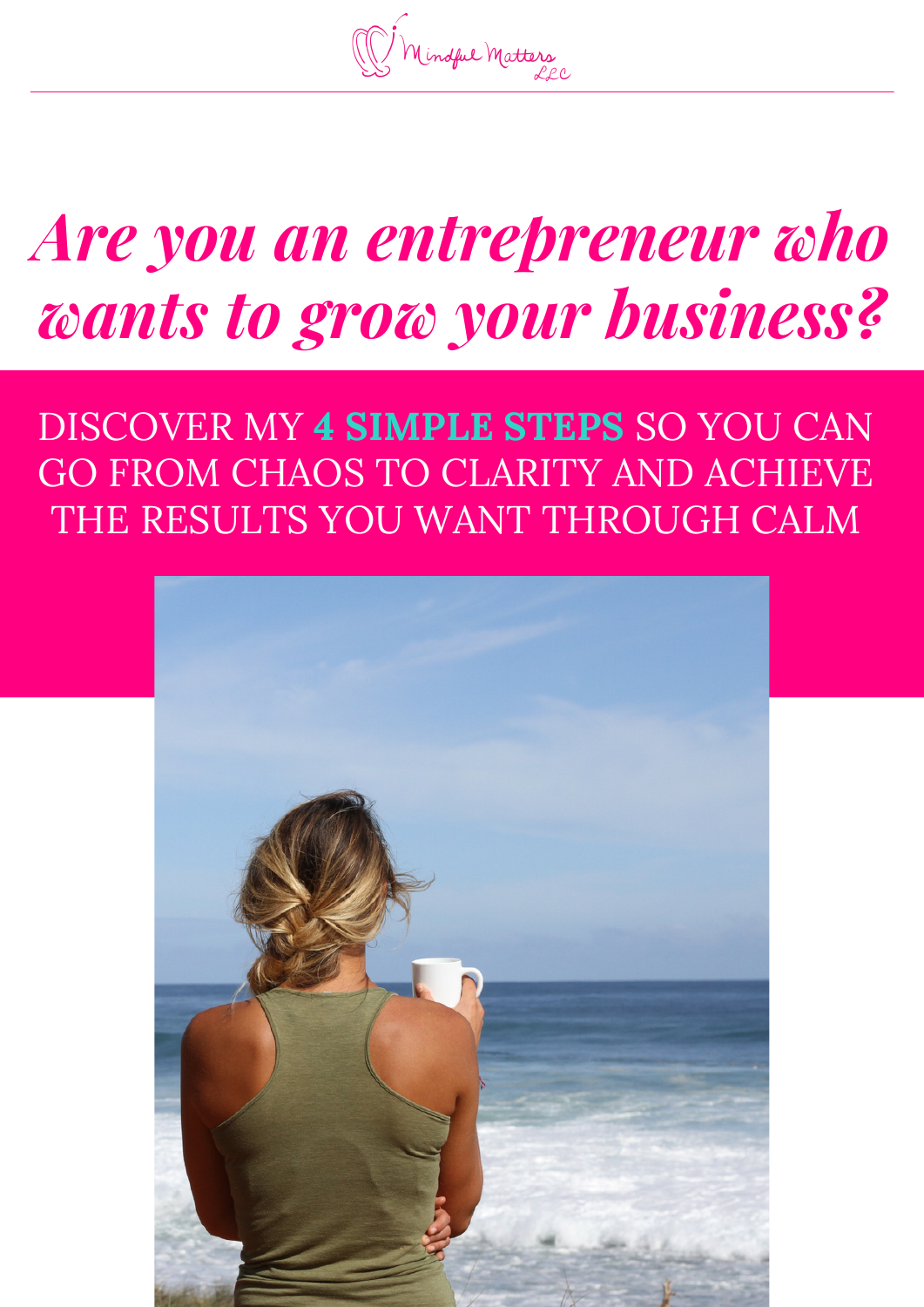Mindful Matters LLC

# *Are you an entrepreneur who wants to grow your business?*

DISCOVER MY **4 SIMPLE STEPS** SO YOU CAN GO FROM CHAOS TO CLARITY AND ACHIEVE THE RESULTS YOU WANT THROUGH CALM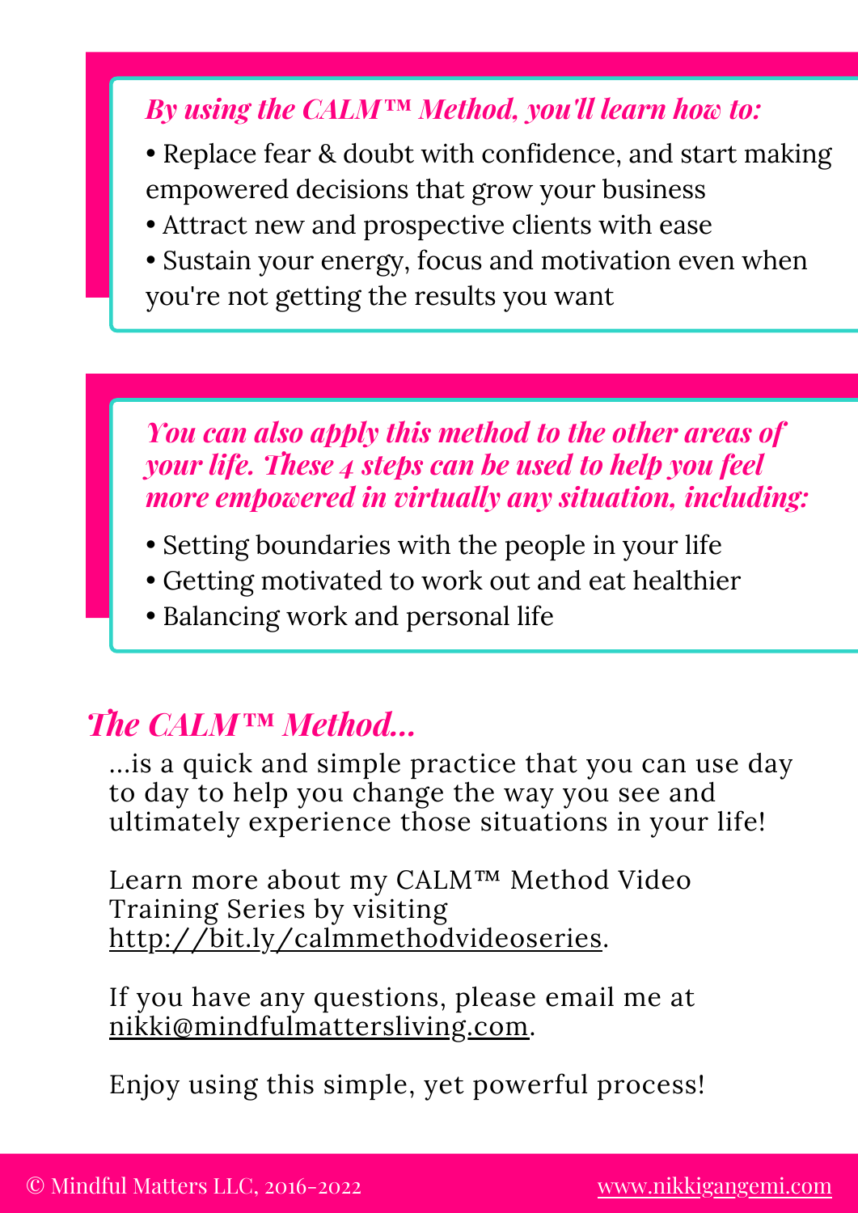***By using the CALM™ Method, you'll learn how to:***

- Replace fear & doubt with confidence, and start making empowered decisions that grow your business
- Attract new and prospective clients with ease
- Sustain your energy, focus and motivation even when you're not getting the results you want

***You can also apply this method to the other areas of your life. These 4 steps can be used to help you feel more empowered in virtually any situation, including:***

- Setting boundaries with the people in your life
- Getting motivated to work out and eat healthier
- Balancing work and personal life

## *The CALM™ Method...*

...is a quick and simple practice that you can use day to day to help you change the way you see and ultimately experience those situations in your life!

Learn more about my CALM™ Method Video Training Series by visiting http://bit.ly/calmmethodvideoseries.

If you have any questions, please email me at nikki@mindfulmattersliving.com.

Enjoy using this simple, yet powerful process!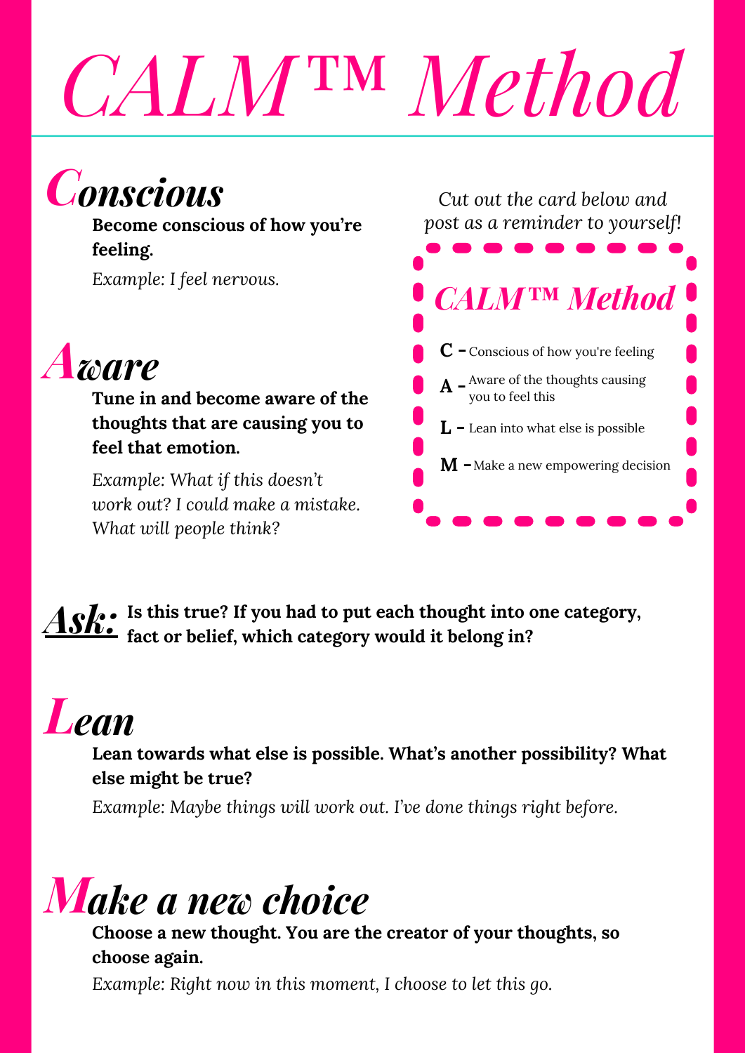# *CALM™ Method*

## *Conscious*

**Become conscious of how you're feeling.**

*Example: I feel nervous.*

## *Aware*

**Tune in and become aware of the thoughts that are causing you to feel that emotion.**

*Example: What if this doesn't work out? I could make a mistake. What will people think?*

*Cut out the card below and post as a reminder to yourself!*

### *CALM™ Method*

- **C –** Conscious of how you're feeling
- **A –** Aware of the thoughts causing you to feel this
- **L –** Lean into what else is possible
- **M –** Make a new empowering decision

***Ask:*** **Is this true? If you had to put each thought into one category, fact or belief, which category would it belong in?**

## *Lean*

**Lean towards what else is possible. What's another possibility? What else might be true?**

*Example: Maybe things will work out. I've done things right before.*

## *Make a new choice*

**Choose a new thought. You are the creator of your thoughts, so choose again.**

*Example: Right now in this moment, I choose to let this go.*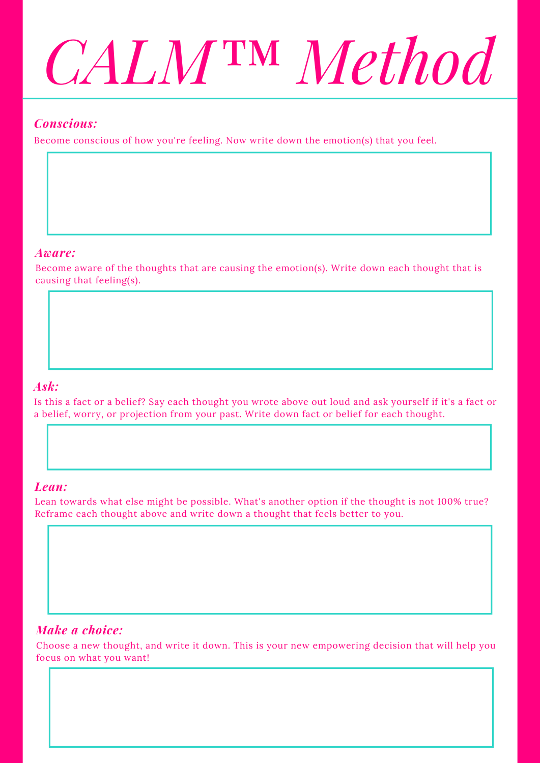# *CALM™ Method*

***Conscious:***

Become conscious of how you're feeling. Now write down the emotion(s) that you feel.

***Aware:***

Become aware of the thoughts that are causing the emotion(s). Write down each thought that is causing that feeling(s).

***Ask:***

Is this a fact or a belief? Say each thought you wrote above out loud and ask yourself if it's a fact or a belief, worry, or projection from your past. Write down fact or belief for each thought.

***Lean:***

Lean towards what else might be possible. What's another option if the thought is not 100% true? Reframe each thought above and write down a thought that feels better to you.

***Make a choice:***

Choose a new thought, and write it down. This is your new empowering decision that will help you focus on what you want!